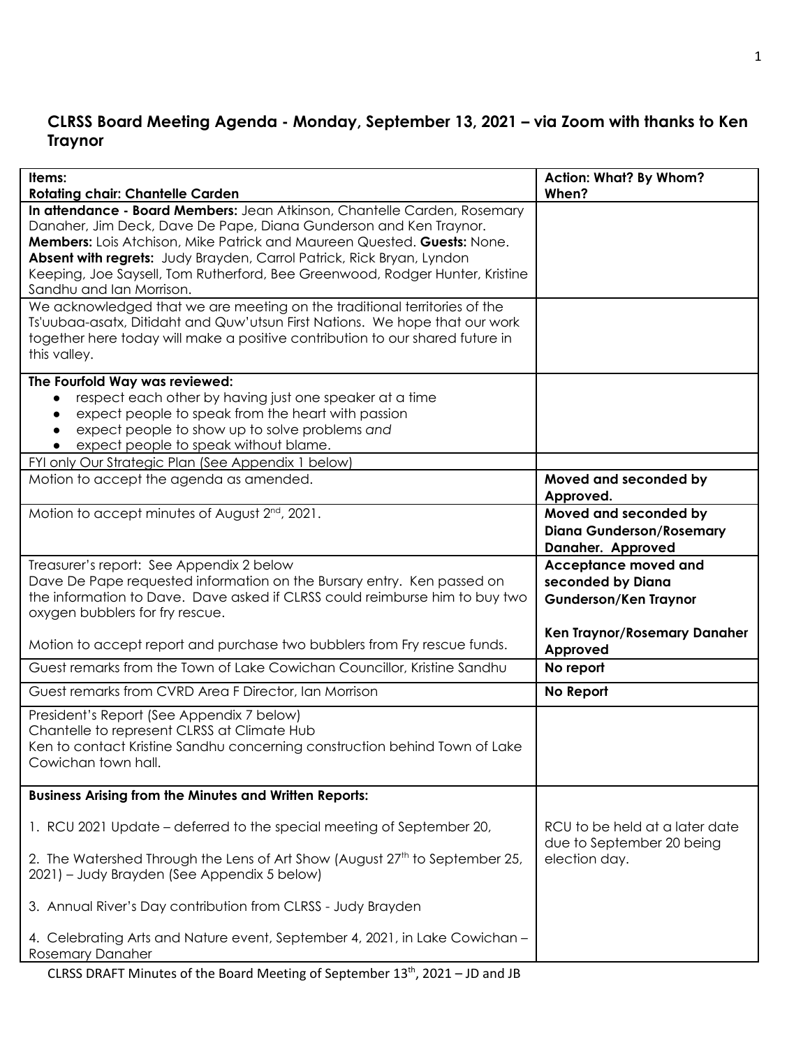## CLRSS Board Meeting Agenda - Monday, September 13, 2021 – via Zoom with thanks to Ken Traynor

| Items:<br>**Rotating chair: Chantelle Carden** | **Action: What? By Whom? When?** |
|---|---|
| **In attendance - Board Members:** Jean Atkinson, Chantelle Carden, Rosemary Danaher, Jim Deck, Dave De Pape, Diana Gunderson and Ken Traynor. **Members:** Lois Atchison, Mike Patrick and Maureen Quested. **Guests:** None. **Absent with regrets:** Judy Brayden, Carrol Patrick, Rick Bryan, Lyndon Keeping, Joe Saysell, Tom Rutherford, Bee Greenwood, Rodger Hunter, Kristine Sandhu and Ian Morrison. | |
| We acknowledged that we are meeting on the traditional territories of the Ts'uubaa-asatx, Ditidaht and Quw'utsun First Nations. We hope that our work together here today will make a positive contribution to our shared future in this valley. | |
| **The Fourfold Way was reviewed:**<br>• respect each other by having just one speaker at a time<br>• expect people to speak from the heart with passion<br>• expect people to show up to solve problems *and*<br>• expect people to speak without blame. | |
| FYI only Our Strategic Plan (See Appendix 1 below) | |
| Motion to accept the agenda as amended. | **Moved and seconded by Approved.** |
| Motion to accept minutes of August 2nd, 2021. | **Moved and seconded by Diana Gunderson/Rosemary Danaher. Approved** |
| Treasurer's report: See Appendix 2 below<br>Dave De Pape requested information on the Bursary entry. Ken passed on the information to Dave. Dave asked if CLRSS could reimburse him to buy two oxygen bubblers for fry rescue.<br><br>Motion to accept report and purchase two bubblers from Fry rescue funds. | **Acceptance moved and seconded by Diana Gunderson/Ken Traynor**<br><br>**Ken Traynor/Rosemary Danaher Approved** |
| Guest remarks from the Town of Lake Cowichan Councillor, Kristine Sandhu | **No report** |
| Guest remarks from CVRD Area F Director, Ian Morrison | **No Report** |
| President's Report (See Appendix 7 below)<br>Chantelle to represent CLRSS at Climate Hub<br>Ken to contact Kristine Sandhu concerning construction behind Town of Lake Cowichan town hall. | |
| **Business Arising from the Minutes and Written Reports:**<br><br>1. RCU 2021 Update – deferred to the special meeting of September 20,<br><br>2. The Watershed Through the Lens of Art Show (August 27th to September 25, 2021) – Judy Brayden (See Appendix 5 below)<br><br>3. Annual River's Day contribution from CLRSS - Judy Brayden<br><br>4. Celebrating Arts and Nature event, September 4, 2021, in Lake Cowichan – Rosemary Danaher | RCU to be held at a later date due to September 20 being election day. |

CLRSS DRAFT Minutes of the Board Meeting of September 13th, 2021 – JD and JB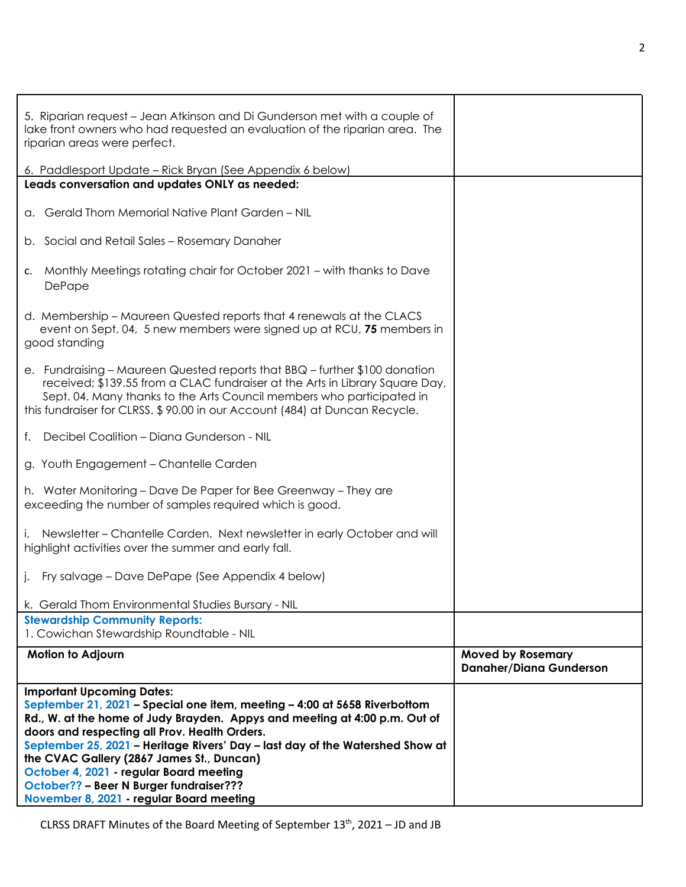| | |
|---|---|
| 5. Riparian request – Jean Atkinson and Di Gunderson met with a couple of lake front owners who had requested an evaluation of the riparian area. The riparian areas were perfect.<br><br>6. Paddlesport Update – Rick Bryan (See Appendix 6 below) | |
| **Leads conversation and updates ONLY as needed:**<br><br>a. Gerald Thom Memorial Native Plant Garden – NIL<br><br>b. Social and Retail Sales – Rosemary Danaher<br><br>c. Monthly Meetings rotating chair for October 2021 – with thanks to Dave DePape<br><br>d. Membership – Maureen Quested reports that 4 renewals at the CLACS event on Sept. 04, 5 new members were signed up at RCU, **75** members in good standing<br><br>e. Fundraising – Maureen Quested reports that BBQ – further $100 donation received; $139.55 from a CLAC fundraiser at the Arts in Library Square Day, Sept. 04. Many thanks to the Arts Council members who participated in this fundraiser for CLRSS. $ 90.00 in our Account (484) at Duncan Recycle.<br><br>f. Decibel Coalition – Diana Gunderson - NIL<br><br>g. Youth Engagement – Chantelle Carden<br><br>h. Water Monitoring – Dave De Paper for Bee Greenway – They are exceeding the number of samples required which is good.<br><br>i. Newsletter – Chantelle Carden. Next newsletter in early October and will highlight activities over the summer and early fall.<br><br>j. Fry salvage – Dave DePape (See Appendix 4 below)<br><br>k. Gerald Thom Environmental Studies Bursary - NIL | |
| **Stewardship Community Reports:**<br>1. Cowichan Stewardship Roundtable - NIL | |
| **Motion to Adjourn** | **Moved by Rosemary Danaher/Diana Gunderson** |
| **Important Upcoming Dates:**<br>**September 21, 2021 – Special one item, meeting – 4:00 at 5658 Riverbottom Rd., W. at the home of Judy Brayden. Appys and meeting at 4:00 p.m. Out of doors and respecting all Prov. Health Orders.**<br>**September 25, 2021 – Heritage Rivers' Day – last day of the Watershed Show at the CVAC Gallery (2867 James St., Duncan)**<br>**October 4, 2021 - regular Board meeting**<br>**October?? – Beer N Burger fundraiser???**<br>**November 8, 2021 - regular Board meeting** | |

CLRSS DRAFT Minutes of the Board Meeting of September 13th, 2021 – JD and JB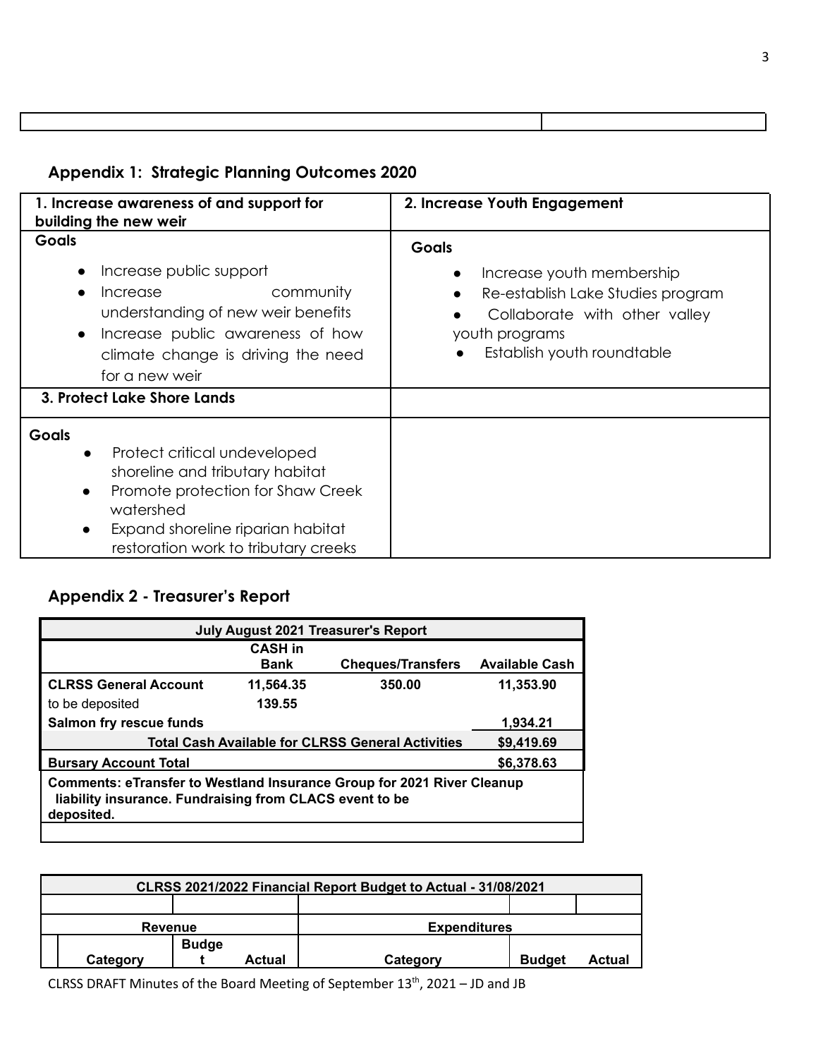| | |
|---|---|
| | |

## Appendix 1: Strategic Planning Outcomes 2020

| 1. Increase awareness of and support for building the new weir | 2. Increase Youth Engagement |
|---|---|
| **Goals**<br>• Increase public support<br>• Increase community understanding of new weir benefits<br>• Increase public awareness of how climate change is driving the need for a new weir | **Goals**<br>• Increase youth membership<br>• Re-establish Lake Studies program<br>• Collaborate with other valley youth programs<br>• Establish youth roundtable |
| **3. Protect Lake Shore Lands** | |
| **Goals**<br>• Protect critical undeveloped shoreline and tributary habitat<br>• Promote protection for Shaw Creek watershed<br>• Expand shoreline riparian habitat restoration work to tributary creeks | |

## Appendix 2 - Treasurer's Report

| **July August 2021 Treasurer's Report** | | | |
|---|---|---|---|
| | **CASH in Bank** | **Cheques/Transfers** | **Available Cash** |
| **CLRSS General Account** | **11,564.35** | **350.00** | **11,353.90** |
| to be deposited | **139.55** | | |
| **Salmon fry rescue funds** | | | **1,934.21** |
| | | **Total Cash Available for CLRSS General Activities** | **$9,419.69** |
| **Bursary Account Total** | | | **$6,378.63** |
| **Comments: eTransfer to Westland Insurance Group for 2021 River Cleanup liability insurance. Fundraising from CLACS event to be deposited.** | | | |

| **CLRSS 2021/2022 Financial Report Budget to Actual - 31/08/2021** | | | | | | |
|---|---|---|---|---|---|---|
| | | | | | | |
| **Revenue** | | | | **Expenditures** | | |
| | **Category** | **Budget** | **Actual** | **Category** | **Budget** | **Actual** |

CLRSS DRAFT Minutes of the Board Meeting of September 13th, 2021 – JD and JB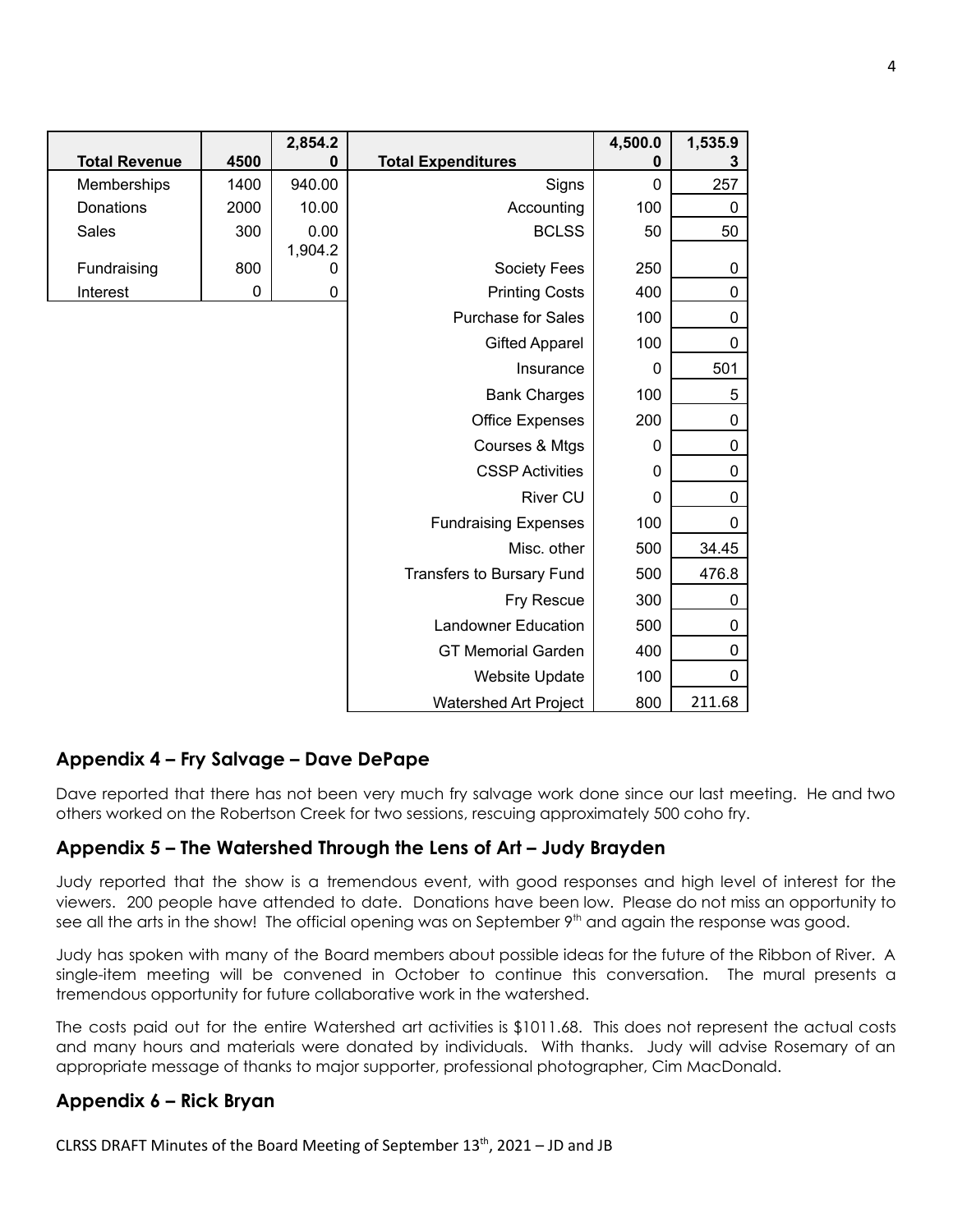| Total Revenue | 4500 | 2,854.20 | Total Expenditures | 4,500.00 | 1,535.93 |
|---|---|---|---|---|---|
| Memberships | 1400 | 940.00 | Signs | 0 | 257 |
| Donations | 2000 | 10.00 | Accounting | 100 | 0 |
| Sales | 300 | 0.00 | BCLSS | 50 | 50 |
| Fundraising | 800 | 1,904.20 | Society Fees | 250 | 0 |
| Interest | 0 | 0 | Printing Costs | 400 | 0 |
| | | | Purchase for Sales | 100 | 0 |
| | | | Gifted Apparel | 100 | 0 |
| | | | Insurance | 0 | 501 |
| | | | Bank Charges | 100 | 5 |
| | | | Office Expenses | 200 | 0 |
| | | | Courses & Mtgs | 0 | 0 |
| | | | CSSP Activities | 0 | 0 |
| | | | River CU | 0 | 0 |
| | | | Fundraising Expenses | 100 | 0 |
| | | | Misc. other | 500 | 34.45 |
| | | | Transfers to Bursary Fund | 500 | 476.8 |
| | | | Fry Rescue | 300 | 0 |
| | | | Landowner Education | 500 | 0 |
| | | | GT Memorial Garden | 400 | 0 |
| | | | Website Update | 100 | 0 |
| | | | Watershed Art Project | 800 | 211.68 |

## Appendix 4 – Fry Salvage – Dave DePape

Dave reported that there has not been very much fry salvage work done since our last meeting. He and two others worked on the Robertson Creek for two sessions, rescuing approximately 500 coho fry.

## Appendix 5 – The Watershed Through the Lens of Art – Judy Brayden

Judy reported that the show is a tremendous event, with good responses and high level of interest for the viewers. 200 people have attended to date. Donations have been low. Please do not miss an opportunity to see all the arts in the show! The official opening was on September 9th and again the response was good.

Judy has spoken with many of the Board members about possible ideas for the future of the Ribbon of River. A single-item meeting will be convened in October to continue this conversation. The mural presents a tremendous opportunity for future collaborative work in the watershed.

The costs paid out for the entire Watershed art activities is $1011.68. This does not represent the actual costs and many hours and materials were donated by individuals. With thanks. Judy will advise Rosemary of an appropriate message of thanks to major supporter, professional photographer, Cim MacDonald.

## Appendix 6 – Rick Bryan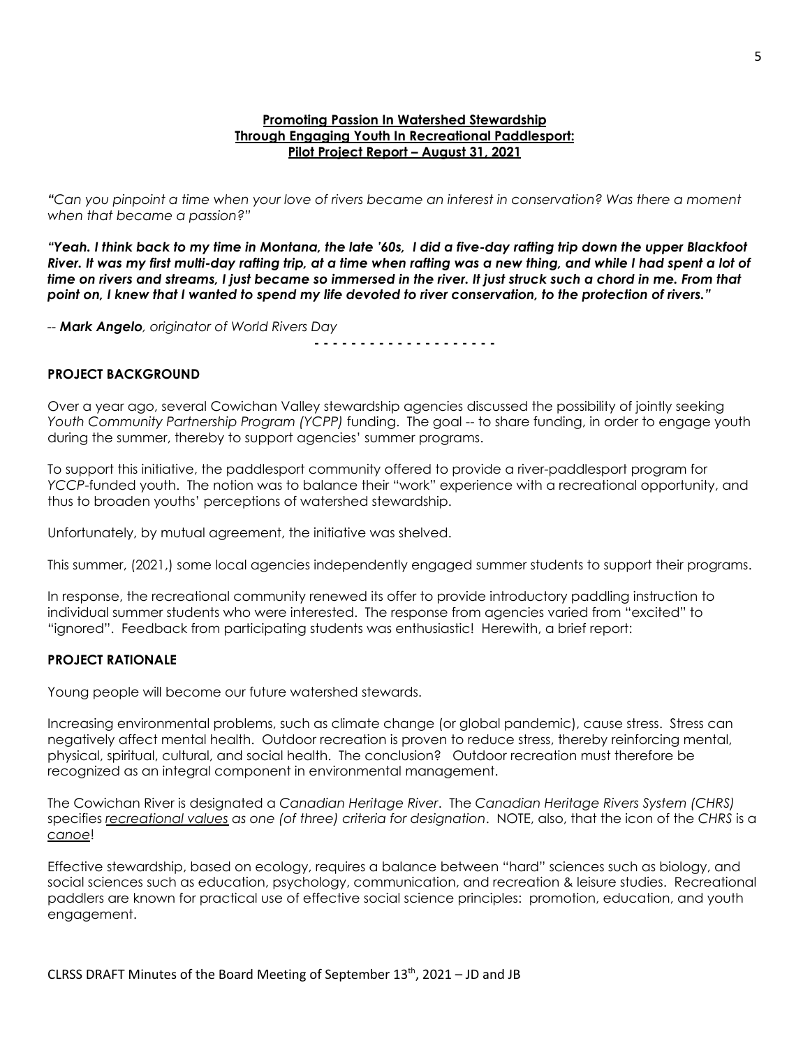**Promoting Passion In Watershed Stewardship**
**Through Engaging Youth In Recreational Paddlesport:**
**Pilot Project Report – August 31, 2021**

*"Can you pinpoint a time when your love of rivers became an interest in conservation? Was there a moment when that became a passion?"*

***"Yeah. I think back to my time in Montana, the late '60s, I did a five-day rafting trip down the upper Blackfoot River. It was my first multi-day rafting trip, at a time when rafting was a new thing, and while I had spent a lot of time on rivers and streams, I just became so immersed in the river. It just struck such a chord in me. From that point on, I knew that I wanted to spend my life devoted to river conservation, to the protection of rivers."***

-- ***Mark Angelo****, originator of World Rivers Day*

**- - - - - - - - - - - - - - - - - - -**

**PROJECT BACKGROUND**

Over a year ago, several Cowichan Valley stewardship agencies discussed the possibility of jointly seeking *Youth Community Partnership Program (YCPP)* funding. The goal -- to share funding, in order to engage youth during the summer, thereby to support agencies' summer programs.

To support this initiative, the paddlesport community offered to provide a river-paddlesport program for *YCCP*-funded youth. The notion was to balance their "work" experience with a recreational opportunity, and thus to broaden youths' perceptions of watershed stewardship.

Unfortunately, by mutual agreement, the initiative was shelved.

This summer, (2021,) some local agencies independently engaged summer students to support their programs.

In response, the recreational community renewed its offer to provide introductory paddling instruction to individual summer students who were interested. The response from agencies varied from "excited" to "ignored". Feedback from participating students was enthusiastic! Herewith, a brief report:

**PROJECT RATIONALE**

Young people will become our future watershed stewards.

Increasing environmental problems, such as climate change (or global pandemic), cause stress. Stress can negatively affect mental health. Outdoor recreation is proven to reduce stress, thereby reinforcing mental, physical, spiritual, cultural, and social health. The conclusion? Outdoor recreation must therefore be recognized as an integral component in environmental management.

The Cowichan River is designated a *Canadian Heritage River*. The *Canadian Heritage Rivers System (CHRS)* specifies *recreational values as one (of three) criteria for designation*. NOTE, also, that the icon of the *CHRS* is a *canoe*!

Effective stewardship, based on ecology, requires a balance between "hard" sciences such as biology, and social sciences such as education, psychology, communication, and recreation & leisure studies. Recreational paddlers are known for practical use of effective social science principles: promotion, education, and youth engagement.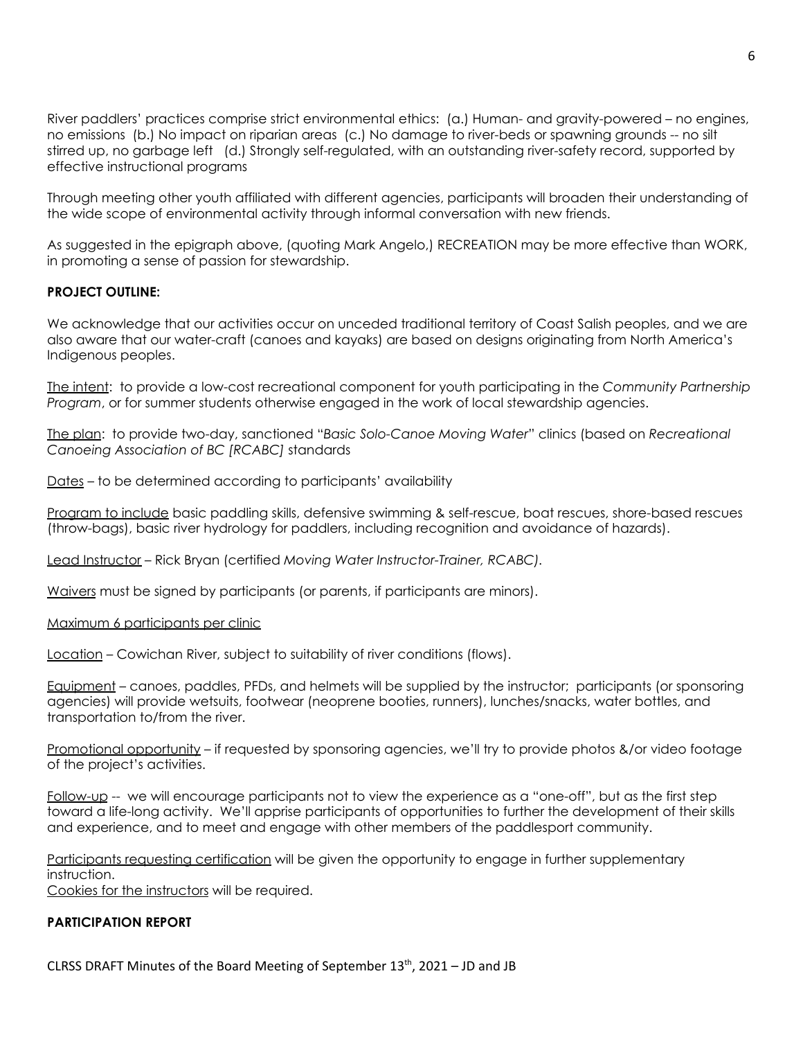River paddlers' practices comprise strict environmental ethics: (a.) Human- and gravity-powered – no engines, no emissions (b.) No impact on riparian areas (c.) No damage to river-beds or spawning grounds -- no silt stirred up, no garbage left (d.) Strongly self-regulated, with an outstanding river-safety record, supported by effective instructional programs

Through meeting other youth affiliated with different agencies, participants will broaden their understanding of the wide scope of environmental activity through informal conversation with new friends.

As suggested in the epigraph above, (quoting Mark Angelo,) RECREATION may be more effective than WORK, in promoting a sense of passion for stewardship.

**PROJECT OUTLINE:**

We acknowledge that our activities occur on unceded traditional territory of Coast Salish peoples, and we are also aware that our water-craft (canoes and kayaks) are based on designs originating from North America's Indigenous peoples.

<u>The intent</u>: to provide a low-cost recreational component for youth participating in the *Community Partnership Program*, or for summer students otherwise engaged in the work of local stewardship agencies.

<u>The plan</u>: to provide two-day, sanctioned "*Basic Solo-Canoe Moving Water*" clinics (based on *Recreational Canoeing Association of BC [RCABC]* standards

<u>Dates</u> – to be determined according to participants' availability

<u>Program to include</u> basic paddling skills, defensive swimming & self-rescue, boat rescues, shore-based rescues (throw-bags), basic river hydrology for paddlers, including recognition and avoidance of hazards).

<u>Lead Instructor</u> – Rick Bryan (certified *Moving Water Instructor-Trainer, RCABC)*.

<u>Waivers</u> must be signed by participants (or parents, if participants are minors).

<u>Maximum 6 participants per clinic</u>

<u>Location</u> – Cowichan River, subject to suitability of river conditions (flows).

<u>Equipment</u> – canoes, paddles, PFDs, and helmets will be supplied by the instructor; participants (or sponsoring agencies) will provide wetsuits, footwear (neoprene booties, runners), lunches/snacks, water bottles, and transportation to/from the river.

<u>Promotional opportunity</u> – if requested by sponsoring agencies, we'll try to provide photos &/or video footage of the project's activities.

<u>Follow-up</u> -- we will encourage participants not to view the experience as a "one-off", but as the first step toward a life-long activity. We'll apprise participants of opportunities to further the development of their skills and experience, and to meet and engage with other members of the paddlesport community.

<u>Participants requesting certification</u> will be given the opportunity to engage in further supplementary instruction.
<u>Cookies for the instructors</u> will be required.

**PARTICIPATION REPORT**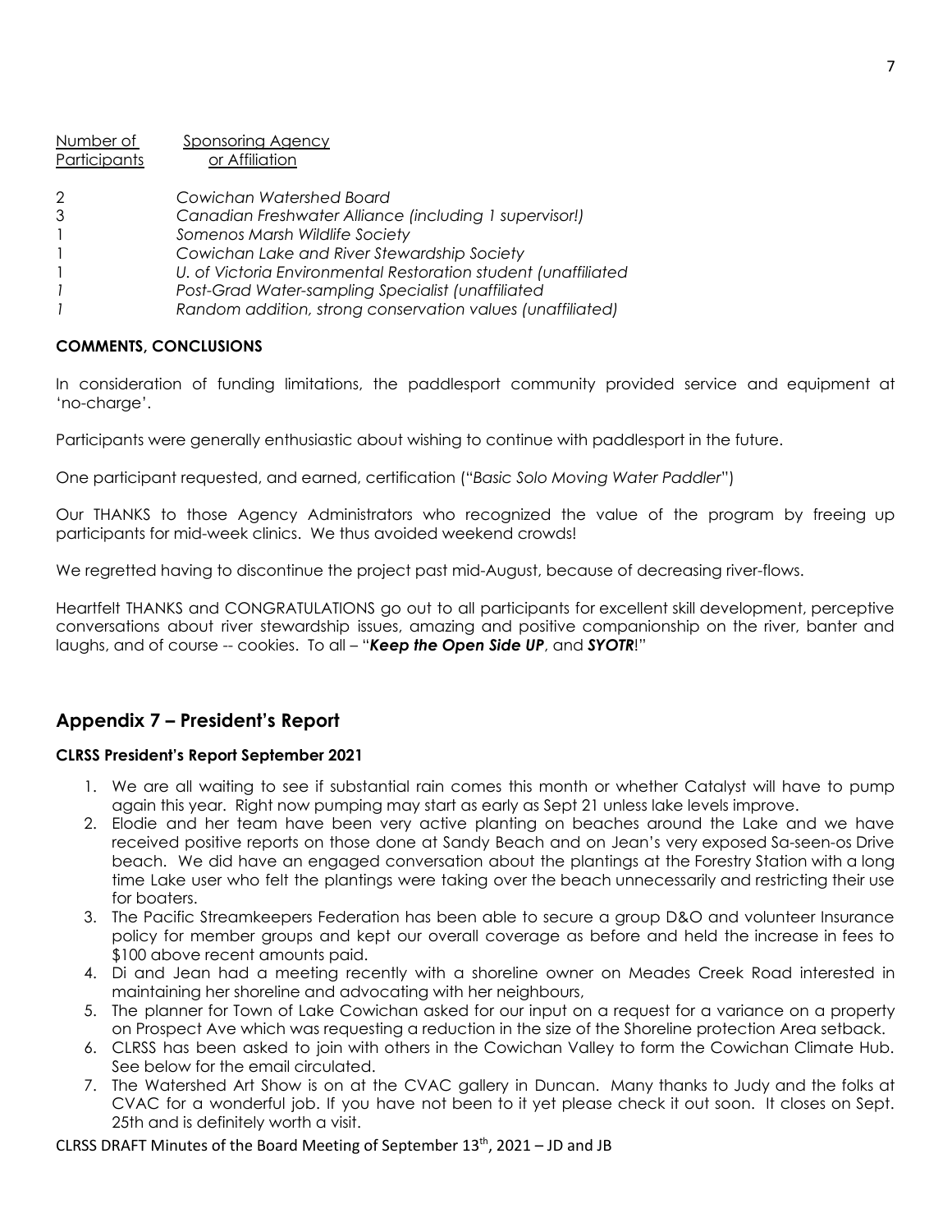| Number of Participants | Sponsoring Agency or Affiliation |
|---|---|
| 2 | *Cowichan Watershed Board* |
| 3 | *Canadian Freshwater Alliance (including 1 supervisor!)* |
| 1 | *Somenos Marsh Wildlife Society* |
| 1 | *Cowichan Lake and River Stewardship Society* |
| 1 | *U. of Victoria Environmental Restoration student (unaffiliated* |
| *1* | *Post-Grad Water-sampling Specialist (unaffiliated* |
| *1* | *Random addition, strong conservation values (unaffiliated)* |

**COMMENTS, CONCLUSIONS**

In consideration of funding limitations, the paddlesport community provided service and equipment at 'no-charge'.

Participants were generally enthusiastic about wishing to continue with paddlesport in the future.

One participant requested, and earned, certification ("*Basic Solo Moving Water Paddler*")

Our THANKS to those Agency Administrators who recognized the value of the program by freeing up participants for mid-week clinics. We thus avoided weekend crowds!

We regretted having to discontinue the project past mid-August, because of decreasing river-flows.

Heartfelt THANKS and CONGRATULATIONS go out to all participants for excellent skill development, perceptive conversations about river stewardship issues, amazing and positive companionship on the river, banter and laughs, and of course -- cookies. To all – "***Keep the Open Side UP***, and ***SYOTR***!"

## Appendix 7 – President's Report

**CLRSS President's Report September 2021**

1. We are all waiting to see if substantial rain comes this month or whether Catalyst will have to pump again this year. Right now pumping may start as early as Sept 21 unless lake levels improve.
2. Elodie and her team have been very active planting on beaches around the Lake and we have received positive reports on those done at Sandy Beach and on Jean's very exposed Sa-seen-os Drive beach. We did have an engaged conversation about the plantings at the Forestry Station with a long time Lake user who felt the plantings were taking over the beach unnecessarily and restricting their use for boaters.
3. The Pacific Streamkeepers Federation has been able to secure a group D&O and volunteer Insurance policy for member groups and kept our overall coverage as before and held the increase in fees to $100 above recent amounts paid.
4. Di and Jean had a meeting recently with a shoreline owner on Meades Creek Road interested in maintaining her shoreline and advocating with her neighbours,
5. The planner for Town of Lake Cowichan asked for our input on a request for a variance on a property on Prospect Ave which was requesting a reduction in the size of the Shoreline protection Area setback.
6. CLRSS has been asked to join with others in the Cowichan Valley to form the Cowichan Climate Hub. See below for the email circulated.
7. The Watershed Art Show is on at the CVAC gallery in Duncan. Many thanks to Judy and the folks at CVAC for a wonderful job. If you have not been to it yet please check it out soon. It closes on Sept. 25th and is definitely worth a visit.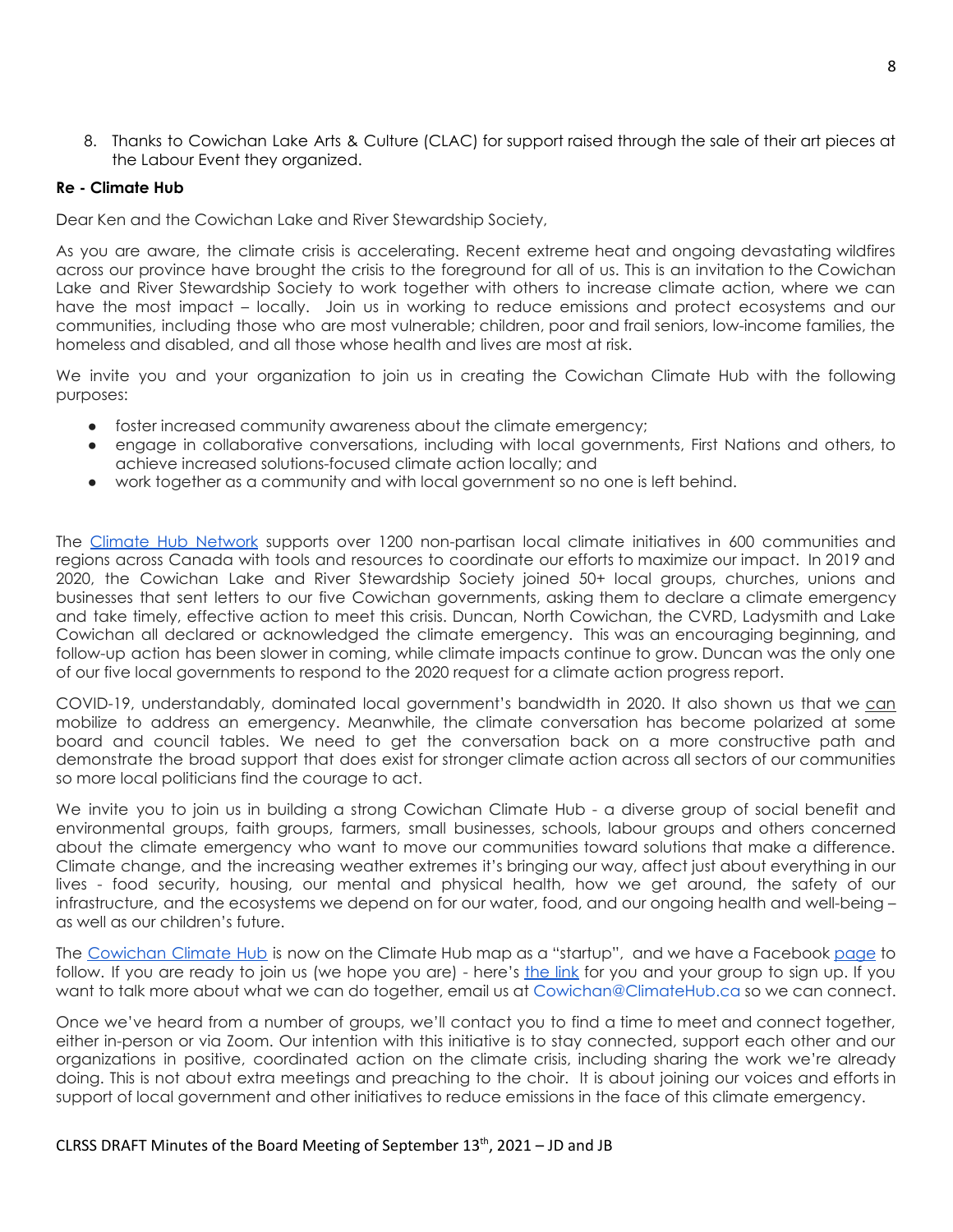8. Thanks to Cowichan Lake Arts & Culture (CLAC) for support raised through the sale of their art pieces at the Labour Event they organized.

**Re - Climate Hub**

Dear Ken and the Cowichan Lake and River Stewardship Society,

As you are aware, the climate crisis is accelerating. Recent extreme heat and ongoing devastating wildfires across our province have brought the crisis to the foreground for all of us. This is an invitation to the Cowichan Lake and River Stewardship Society to work together with others to increase climate action, where we can have the most impact – locally. Join us in working to reduce emissions and protect ecosystems and our communities, including those who are most vulnerable; children, poor and frail seniors, low-income families, the homeless and disabled, and all those whose health and lives are most at risk.

We invite you and your organization to join us in creating the Cowichan Climate Hub with the following purposes:

- foster increased community awareness about the climate emergency;
- engage in collaborative conversations, including with local governments, First Nations and others, to achieve increased solutions-focused climate action locally; and
- work together as a community and with local government so no one is left behind.

The Climate Hub Network supports over 1200 non-partisan local climate initiatives in 600 communities and regions across Canada with tools and resources to coordinate our efforts to maximize our impact. In 2019 and 2020, the Cowichan Lake and River Stewardship Society joined 50+ local groups, churches, unions and businesses that sent letters to our five Cowichan governments, asking them to declare a climate emergency and take timely, effective action to meet this crisis. Duncan, North Cowichan, the CVRD, Ladysmith and Lake Cowichan all declared or acknowledged the climate emergency. This was an encouraging beginning, and follow-up action has been slower in coming, while climate impacts continue to grow. Duncan was the only one of our five local governments to respond to the 2020 request for a climate action progress report.

COVID-19, understandably, dominated local government's bandwidth in 2020. It also shown us that we can mobilize to address an emergency. Meanwhile, the climate conversation has become polarized at some board and council tables. We need to get the conversation back on a more constructive path and demonstrate the broad support that does exist for stronger climate action across all sectors of our communities so more local politicians find the courage to act.

We invite you to join us in building a strong Cowichan Climate Hub - a diverse group of social benefit and environmental groups, faith groups, farmers, small businesses, schools, labour groups and others concerned about the climate emergency who want to move our communities toward solutions that make a difference. Climate change, and the increasing weather extremes it's bringing our way, affect just about everything in our lives - food security, housing, our mental and physical health, how we get around, the safety of our infrastructure, and the ecosystems we depend on for our water, food, and our ongoing health and well-being – as well as our children's future.

The Cowichan Climate Hub is now on the Climate Hub map as a "startup", and we have a Facebook page to follow. If you are ready to join us (we hope you are) - here's the link for you and your group to sign up. If you want to talk more about what we can do together, email us at Cowichan@ClimateHub.ca so we can connect.

Once we've heard from a number of groups, we'll contact you to find a time to meet and connect together, either in-person or via Zoom. Our intention with this initiative is to stay connected, support each other and our organizations in positive, coordinated action on the climate crisis, including sharing the work we're already doing. This is not about extra meetings and preaching to the choir. It is about joining our voices and efforts in support of local government and other initiatives to reduce emissions in the face of this climate emergency.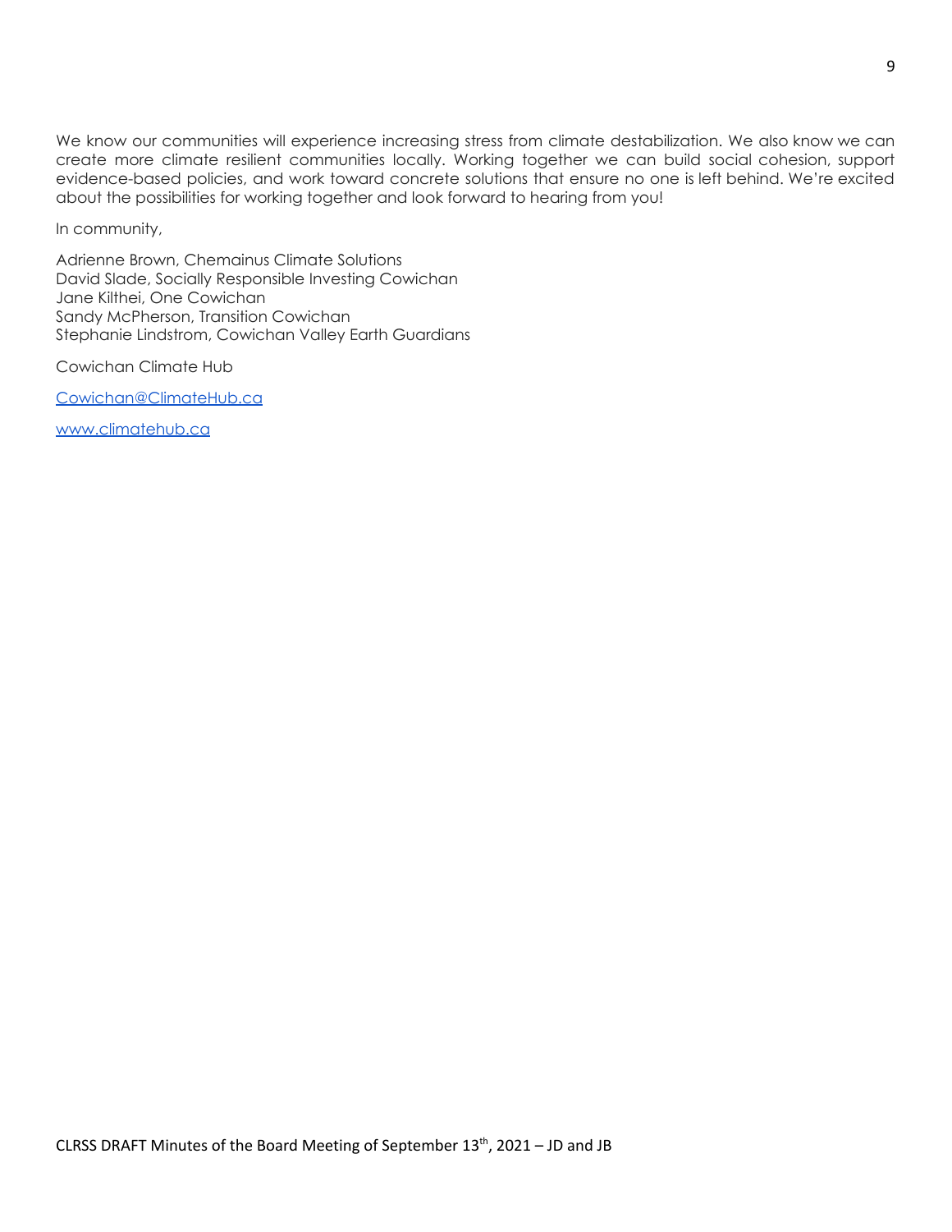We know our communities will experience increasing stress from climate destabilization. We also know we can create more climate resilient communities locally. Working together we can build social cohesion, support evidence-based policies, and work toward concrete solutions that ensure no one is left behind. We're excited about the possibilities for working together and look forward to hearing from you!

In community,

Adrienne Brown, Chemainus Climate Solutions
David Slade, Socially Responsible Investing Cowichan
Jane Kilthei, One Cowichan
Sandy McPherson, Transition Cowichan
Stephanie Lindstrom, Cowichan Valley Earth Guardians

Cowichan Climate Hub

Cowichan@ClimateHub.ca

www.climatehub.ca